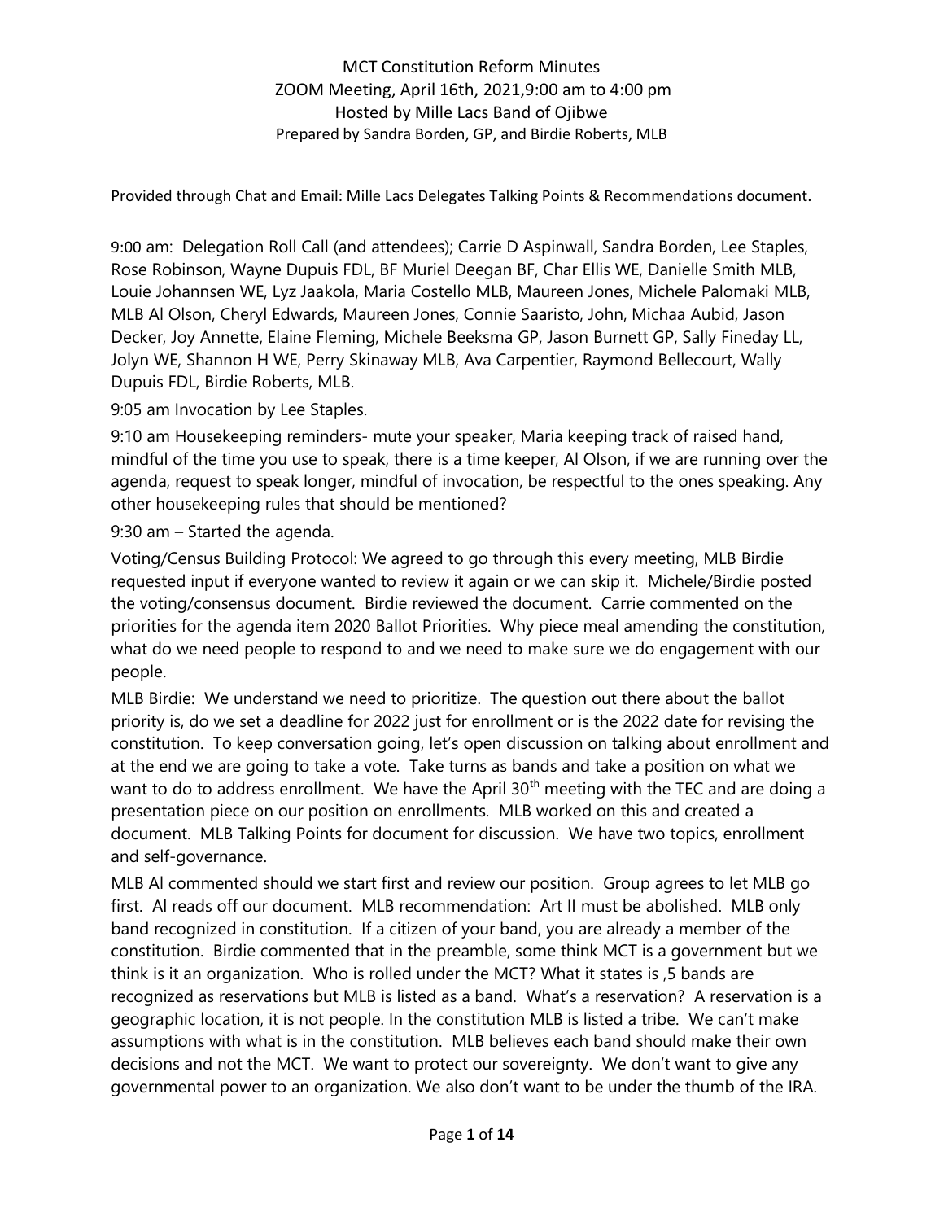# MCT Constitution Reform Minutes

ZOOM Meeting, April 16th, 2021,9:00 am to 4:00 pm

Hosted by Mille Lacs Band of Ojibwe

Prepared by Sandra Borden, GP, and Birdie Roberts, MLB

Provided through Chat and Email: Mille Lacs Delegates Talking Points & Recommendations document.

9:00 am: Delegation Roll Call (and attendees); Carrie D Aspinwall, Sandra Borden, Lee Staples, Rose Robinson, Wayne Dupuis FDL, BF Muriel Deegan BF, Char Ellis WE, Danielle Smith MLB, Louie Johannsen WE, Lyz Jaakola, Maria Costello MLB, Maureen Jones, Michele Palomaki MLB, MLB Al Olson, Cheryl Edwards, Maureen Jones, Connie Saaristo, John, Michaa Aubid, Jason Decker, Joy Annette, Elaine Fleming, Michele Beeksma GP, Jason Burnett GP, Sally Fineday LL, Jolyn WE, Shannon H WE, Perry Skinaway MLB, Ava Carpentier, Raymond Bellecourt, Wally Dupuis FDL, Birdie Roberts, MLB.

9:05 am Invocation by Lee Staples.

9:10 am Housekeeping reminders- mute your speaker, Maria keeping track of raised hand, mindful of the time you use to speak, there is a time keeper, Al Olson, if we are running over the agenda, request to speak longer, mindful of invocation, be respectful to the ones speaking. Any other housekeeping rules that should be mentioned?

9:30 am – Started the agenda.

Voting/Census Building Protocol: We agreed to go through this every meeting, MLB Birdie requested input if everyone wanted to review it again or we can skip it. Michele/Birdie posted the voting/consensus document. Birdie reviewed the document. Carrie commented on the priorities for the agenda item 2020 Ballot Priorities. Why piece meal amending the constitution, what do we need people to respond to and we need to make sure we do engagement with our people.

MLB Birdie: We understand we need to prioritize. The question out there about the ballot priority is, do we set a deadline for 2022 just for enrollment or is the 2022 date for revising the constitution. To keep conversation going, let's open discussion on talking about enrollment and at the end we are going to take a vote. Take turns as bands and take a position on what we want to do to address enrollment. We have the April 30th meeting with the TEC and are doing a presentation piece on our position on enrollments. MLB worked on this and created a document. MLB Talking Points for document for discussion. We have two topics, enrollment and self-governance.

MLB Al commented should we start first and review our position. Group agrees to let MLB go first. Al reads off our document. MLB recommendation: Art II must be abolished. MLB only band recognized in constitution. If a citizen of your band, you are already a member of the constitution. Birdie commented that in the preamble, some think MCT is a government but we think is it an organization. Who is rolled under the MCT? What it states is ,5 bands are recognized as reservations but MLB is listed as a band. What's a reservation? A reservation is a geographic location, it is not people. In the constitution MLB is listed a tribe. We can't make assumptions with what is in the constitution. MLB believes each band should make their own decisions and not the MCT. We want to protect our sovereignty. We don't want to give any governmental power to an organization. We also don't want to be under the thumb of the IRA.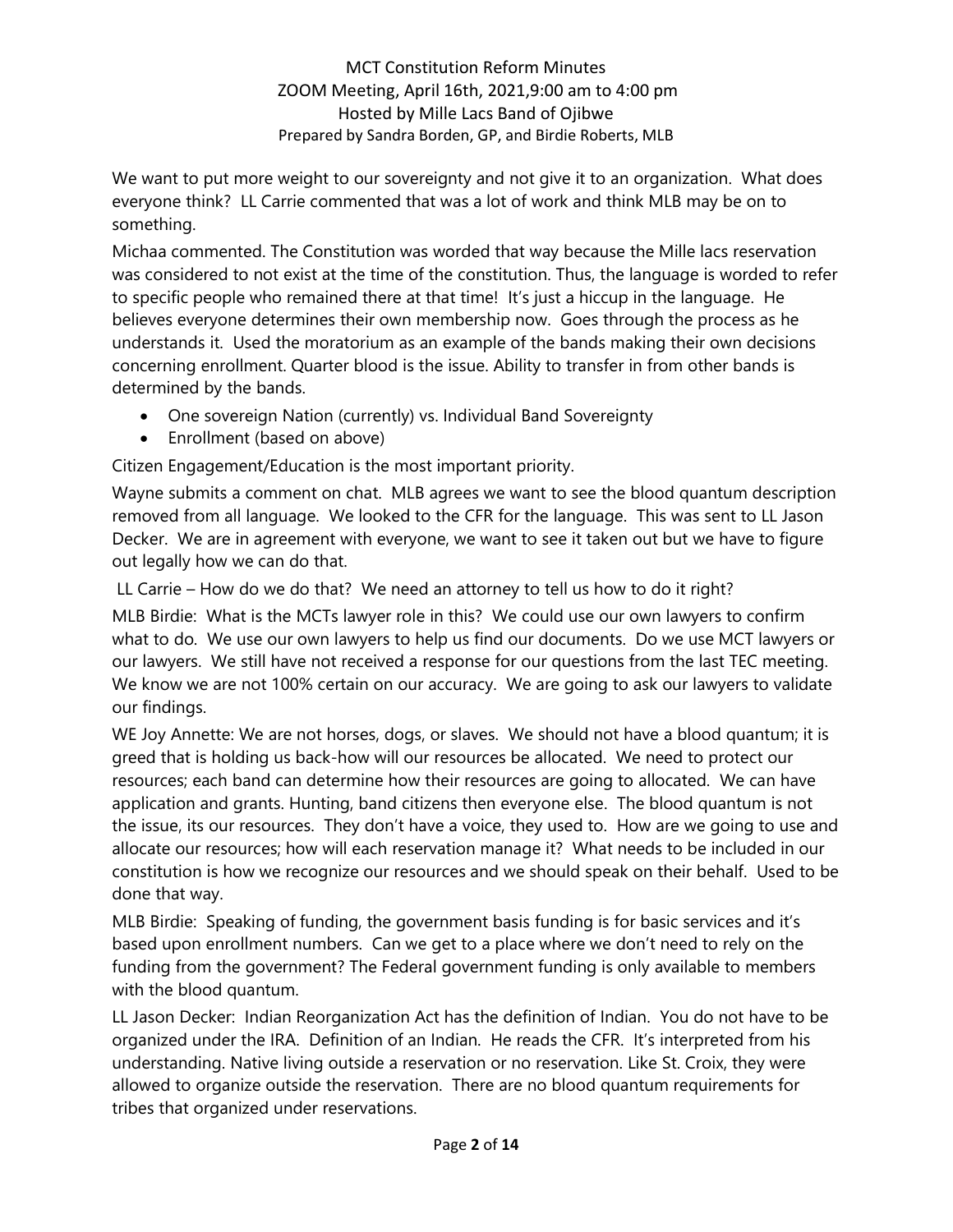We want to put more weight to our sovereignty and not give it to an organization. What does everyone think? LL Carrie commented that was a lot of work and think MLB may be on to something.

Michaa commented. The Constitution was worded that way because the Mille lacs reservation was considered to not exist at the time of the constitution. Thus, the language is worded to refer to specific people who remained there at that time! It's just a hiccup in the language. He believes everyone determines their own membership now. Goes through the process as he understands it. Used the moratorium as an example of the bands making their own decisions concerning enrollment. Quarter blood is the issue. Ability to transfer in from other bands is determined by the bands.

- One sovereign Nation (currently) vs. Individual Band Sovereignty
- Enrollment (based on above)

Citizen Engagement/Education is the most important priority.

Wayne submits a comment on chat. MLB agrees we want to see the blood quantum description removed from all language. We looked to the CFR for the language. This was sent to LL Jason Decker. We are in agreement with everyone, we want to see it taken out but we have to figure out legally how we can do that.

LL Carrie – How do we do that? We need an attorney to tell us how to do it right?

MLB Birdie: What is the MCTs lawyer role in this? We could use our own lawyers to confirm what to do. We use our own lawyers to help us find our documents. Do we use MCT lawyers or our lawyers. We still have not received a response for our questions from the last TEC meeting. We know we are not 100% certain on our accuracy. We are going to ask our lawyers to validate our findings.

WE Joy Annette: We are not horses, dogs, or slaves. We should not have a blood quantum; it is greed that is holding us back-how will our resources be allocated. We need to protect our resources; each band can determine how their resources are going to allocated. We can have application and grants. Hunting, band citizens then everyone else. The blood quantum is not the issue, its our resources. They don't have a voice, they used to. How are we going to use and allocate our resources; how will each reservation manage it? What needs to be included in our constitution is how we recognize our resources and we should speak on their behalf. Used to be done that way.

MLB Birdie: Speaking of funding, the government basis funding is for basic services and it's based upon enrollment numbers. Can we get to a place where we don't need to rely on the funding from the government? The Federal government funding is only available to members with the blood quantum.

LL Jason Decker: Indian Reorganization Act has the definition of Indian. You do not have to be organized under the IRA. Definition of an Indian. He reads the CFR. It's interpreted from his understanding. Native living outside a reservation or no reservation. Like St. Croix, they were allowed to organize outside the reservation. There are no blood quantum requirements for tribes that organized under reservations.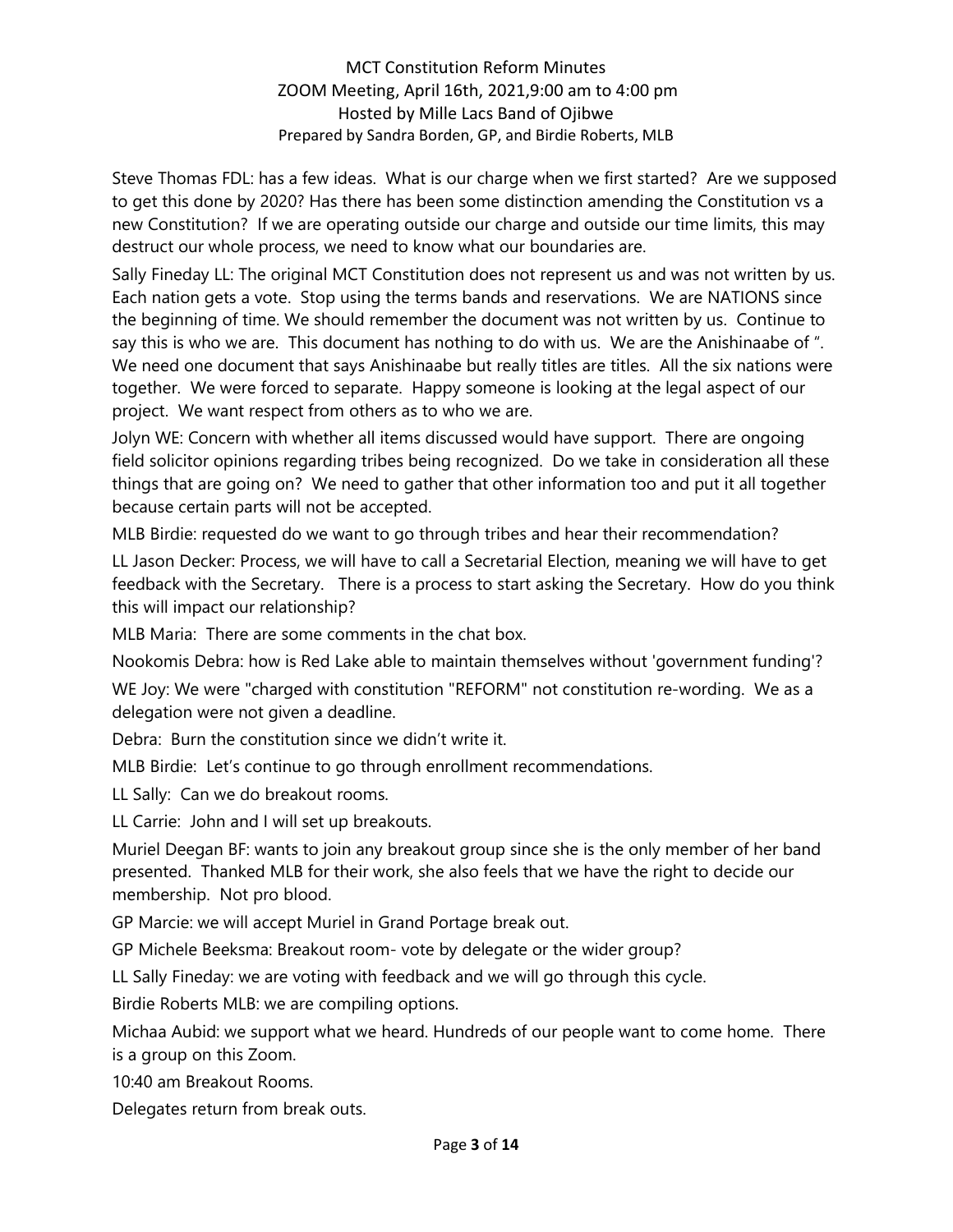Steve Thomas FDL: has a few ideas. What is our charge when we first started? Are we supposed to get this done by 2020? Has there has been some distinction amending the Constitution vs a new Constitution? If we are operating outside our charge and outside our time limits, this may destruct our whole process, we need to know what our boundaries are.

Sally Fineday LL: The original MCT Constitution does not represent us and was not written by us. Each nation gets a vote. Stop using the terms bands and reservations. We are NATIONS since the beginning of time. We should remember the document was not written by us. Continue to say this is who we are. This document has nothing to do with us. We are the Anishinaabe of ". We need one document that says Anishinaabe but really titles are titles. All the six nations were together. We were forced to separate. Happy someone is looking at the legal aspect of our project. We want respect from others as to who we are.

Jolyn WE: Concern with whether all items discussed would have support. There are ongoing field solicitor opinions regarding tribes being recognized. Do we take in consideration all these things that are going on? We need to gather that other information too and put it all together because certain parts will not be accepted.

MLB Birdie: requested do we want to go through tribes and hear their recommendation?

LL Jason Decker: Process, we will have to call a Secretarial Election, meaning we will have to get feedback with the Secretary. There is a process to start asking the Secretary. How do you think this will impact our relationship?

MLB Maria: There are some comments in the chat box.

Nookomis Debra: how is Red Lake able to maintain themselves without 'government funding'?

WE Joy: We were "charged with constitution "REFORM" not constitution re-wording. We as a delegation were not given a deadline.

Debra: Burn the constitution since we didn't write it.

MLB Birdie: Let's continue to go through enrollment recommendations.

LL Sally: Can we do breakout rooms.

LL Carrie: John and I will set up breakouts.

Muriel Deegan BF: wants to join any breakout group since she is the only member of her band presented. Thanked MLB for their work, she also feels that we have the right to decide our membership. Not pro blood.

GP Marcie: we will accept Muriel in Grand Portage break out.

GP Michele Beeksma: Breakout room- vote by delegate or the wider group?

LL Sally Fineday: we are voting with feedback and we will go through this cycle.

Birdie Roberts MLB: we are compiling options.

Michaa Aubid: we support what we heard. Hundreds of our people want to come home. There is a group on this Zoom.

10:40 am Breakout Rooms.

Delegates return from break outs.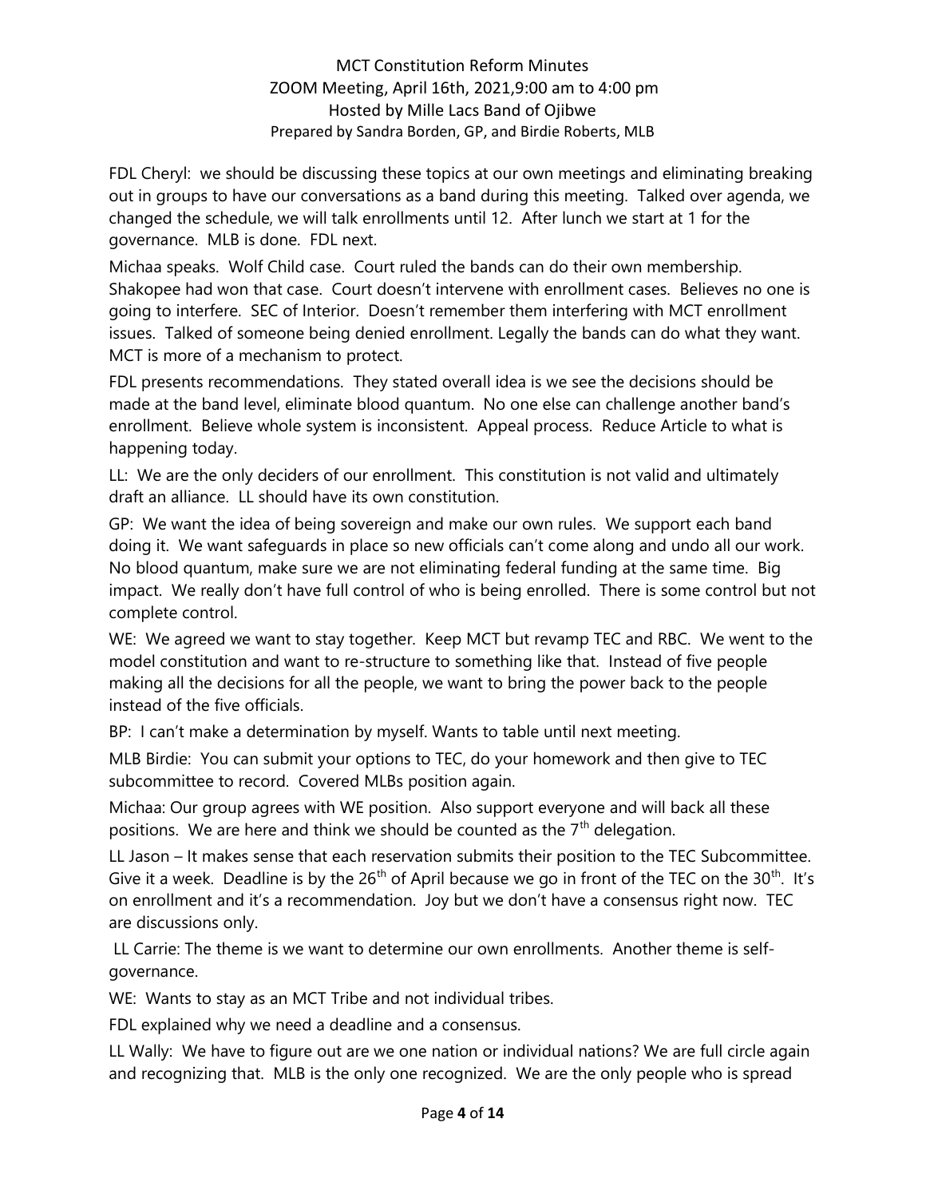FDL Cheryl: we should be discussing these topics at our own meetings and eliminating breaking out in groups to have our conversations as a band during this meeting. Talked over agenda, we changed the schedule, we will talk enrollments until 12. After lunch we start at 1 for the governance. MLB is done. FDL next.

Michaa speaks. Wolf Child case. Court ruled the bands can do their own membership. Shakopee had won that case. Court doesn't intervene with enrollment cases. Believes no one is going to interfere. SEC of Interior. Doesn't remember them interfering with MCT enrollment issues. Talked of someone being denied enrollment. Legally the bands can do what they want. MCT is more of a mechanism to protect.

FDL presents recommendations. They stated overall idea is we see the decisions should be made at the band level, eliminate blood quantum. No one else can challenge another band's enrollment. Believe whole system is inconsistent. Appeal process. Reduce Article to what is happening today.

LL: We are the only deciders of our enrollment. This constitution is not valid and ultimately draft an alliance. LL should have its own constitution.

GP: We want the idea of being sovereign and make our own rules. We support each band doing it. We want safeguards in place so new officials can't come along and undo all our work. No blood quantum, make sure we are not eliminating federal funding at the same time. Big impact. We really don't have full control of who is being enrolled. There is some control but not complete control.

WE: We agreed we want to stay together. Keep MCT but revamp TEC and RBC. We went to the model constitution and want to re-structure to something like that. Instead of five people making all the decisions for all the people, we want to bring the power back to the people instead of the five officials.

BP: I can't make a determination by myself. Wants to table until next meeting.

MLB Birdie: You can submit your options to TEC, do your homework and then give to TEC subcommittee to record. Covered MLBs position again.

Michaa: Our group agrees with WE position. Also support everyone and will back all these positions. We are here and think we should be counted as the 7th delegation.

LL Jason – It makes sense that each reservation submits their position to the TEC Subcommittee. Give it a week. Deadline is by the 26th of April because we go in front of the TEC on the 30th. It's on enrollment and it's a recommendation. Joy but we don't have a consensus right now. TEC are discussions only.

LL Carrie: The theme is we want to determine our own enrollments. Another theme is self-governance.

WE: Wants to stay as an MCT Tribe and not individual tribes.

FDL explained why we need a deadline and a consensus.

LL Wally: We have to figure out are we one nation or individual nations? We are full circle again and recognizing that. MLB is the only one recognized. We are the only people who is spread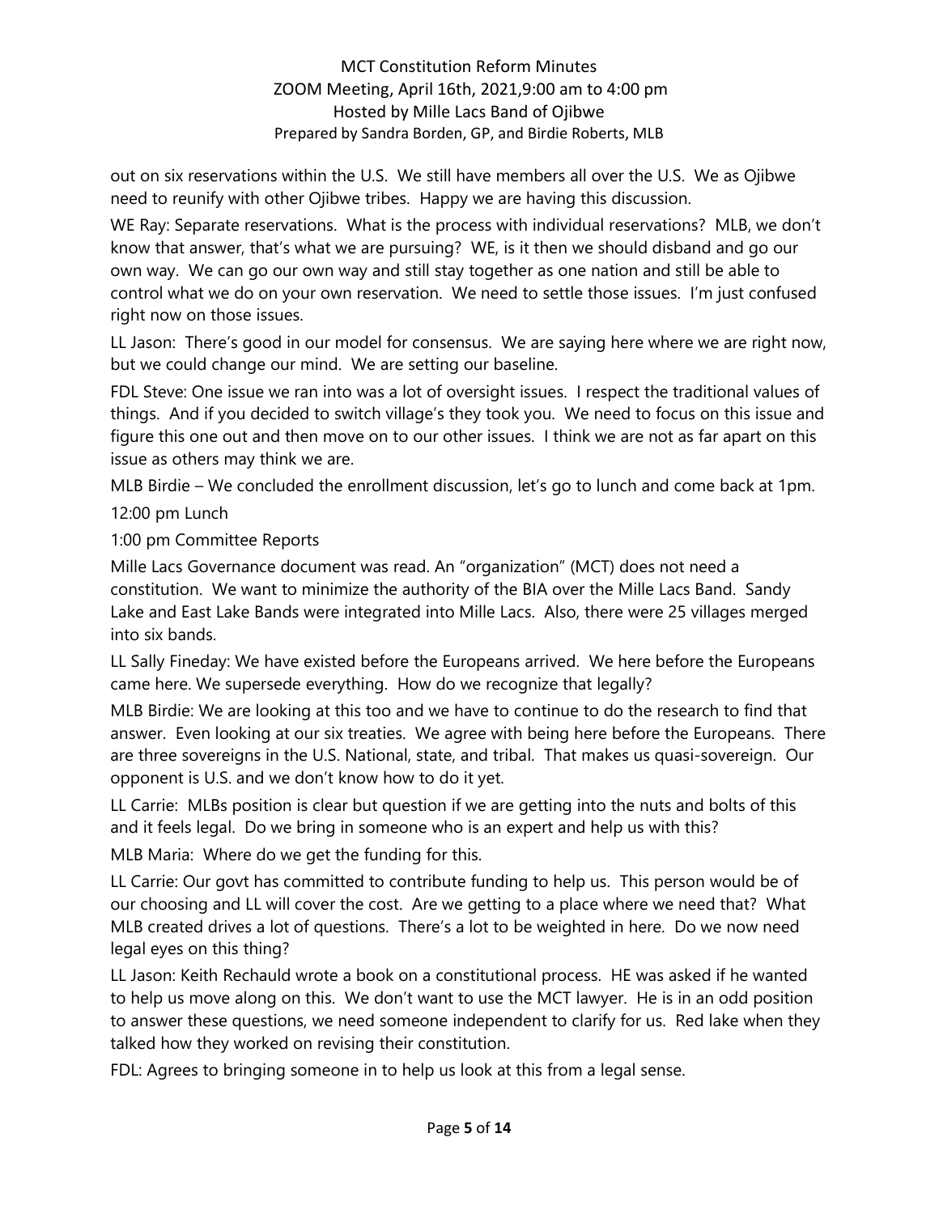out on six reservations within the U.S. We still have members all over the U.S. We as Ojibwe need to reunify with other Ojibwe tribes. Happy we are having this discussion.

WE Ray: Separate reservations. What is the process with individual reservations? MLB, we don't know that answer, that's what we are pursuing? WE, is it then we should disband and go our own way. We can go our own way and still stay together as one nation and still be able to control what we do on your own reservation. We need to settle those issues. I'm just confused right now on those issues.

LL Jason: There's good in our model for consensus. We are saying here where we are right now, but we could change our mind. We are setting our baseline.

FDL Steve: One issue we ran into was a lot of oversight issues. I respect the traditional values of things. And if you decided to switch village's they took you. We need to focus on this issue and figure this one out and then move on to our other issues. I think we are not as far apart on this issue as others may think we are.

MLB Birdie – We concluded the enrollment discussion, let's go to lunch and come back at 1pm.

12:00 pm Lunch

1:00 pm Committee Reports

Mille Lacs Governance document was read. An "organization" (MCT) does not need a constitution. We want to minimize the authority of the BIA over the Mille Lacs Band. Sandy Lake and East Lake Bands were integrated into Mille Lacs. Also, there were 25 villages merged into six bands.

LL Sally Fineday: We have existed before the Europeans arrived. We here before the Europeans came here. We supersede everything. How do we recognize that legally?

MLB Birdie: We are looking at this too and we have to continue to do the research to find that answer. Even looking at our six treaties. We agree with being here before the Europeans. There are three sovereigns in the U.S. National, state, and tribal. That makes us quasi-sovereign. Our opponent is U.S. and we don't know how to do it yet.

LL Carrie: MLBs position is clear but question if we are getting into the nuts and bolts of this and it feels legal. Do we bring in someone who is an expert and help us with this?

MLB Maria: Where do we get the funding for this.

LL Carrie: Our govt has committed to contribute funding to help us. This person would be of our choosing and LL will cover the cost. Are we getting to a place where we need that? What MLB created drives a lot of questions. There's a lot to be weighted in here. Do we now need legal eyes on this thing?

LL Jason: Keith Rechauld wrote a book on a constitutional process. HE was asked if he wanted to help us move along on this. We don't want to use the MCT lawyer. He is in an odd position to answer these questions, we need someone independent to clarify for us. Red lake when they talked how they worked on revising their constitution.

FDL: Agrees to bringing someone in to help us look at this from a legal sense.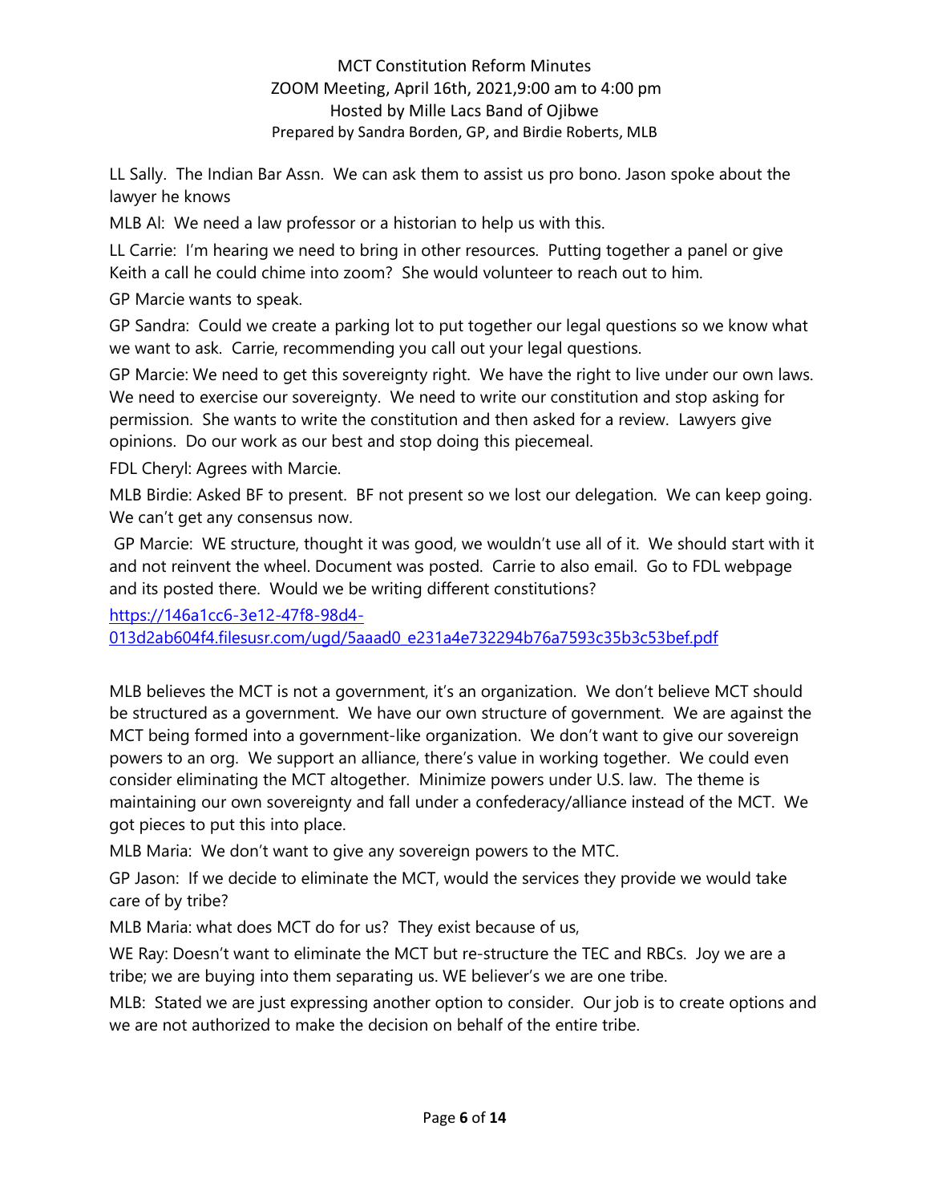LL Sally. The Indian Bar Assn. We can ask them to assist us pro bono. Jason spoke about the lawyer he knows

MLB Al: We need a law professor or a historian to help us with this.

LL Carrie: I'm hearing we need to bring in other resources. Putting together a panel or give Keith a call he could chime into zoom? She would volunteer to reach out to him.

GP Marcie wants to speak.

GP Sandra: Could we create a parking lot to put together our legal questions so we know what we want to ask. Carrie, recommending you call out your legal questions.

GP Marcie: We need to get this sovereignty right. We have the right to live under our own laws. We need to exercise our sovereignty. We need to write our constitution and stop asking for permission. She wants to write the constitution and then asked for a review. Lawyers give opinions. Do our work as our best and stop doing this piecemeal.

FDL Cheryl: Agrees with Marcie.

MLB Birdie: Asked BF to present. BF not present so we lost our delegation. We can keep going. We can't get any consensus now.

GP Marcie: WE structure, thought it was good, we wouldn't use all of it. We should start with it and not reinvent the wheel. Document was posted. Carrie to also email. Go to FDL webpage and its posted there. Would we be writing different constitutions?

[https://146a1cc6-3e12-47f8-98d4-013d2ab604f4.filesusr.com/ugd/5aaad0_e231a4e732294b76a7593c35b3c53bef.pdf](https://146a1cc6-3e12-47f8-98d4-013d2ab604f4.filesusr.com/ugd/5aaad0_e231a4e732294b76a7593c35b3c53bef.pdf)

MLB believes the MCT is not a government, it's an organization. We don't believe MCT should be structured as a government. We have our own structure of government. We are against the MCT being formed into a government-like organization. We don't want to give our sovereign powers to an org. We support an alliance, there's value in working together. We could even consider eliminating the MCT altogether. Minimize powers under U.S. law. The theme is maintaining our own sovereignty and fall under a confederacy/alliance instead of the MCT. We got pieces to put this into place.

MLB Maria: We don't want to give any sovereign powers to the MTC.

GP Jason: If we decide to eliminate the MCT, would the services they provide we would take care of by tribe?

MLB Maria: what does MCT do for us? They exist because of us,

WE Ray: Doesn't want to eliminate the MCT but re-structure the TEC and RBCs. Joy we are a tribe; we are buying into them separating us. WE believer's we are one tribe.

MLB: Stated we are just expressing another option to consider. Our job is to create options and we are not authorized to make the decision on behalf of the entire tribe.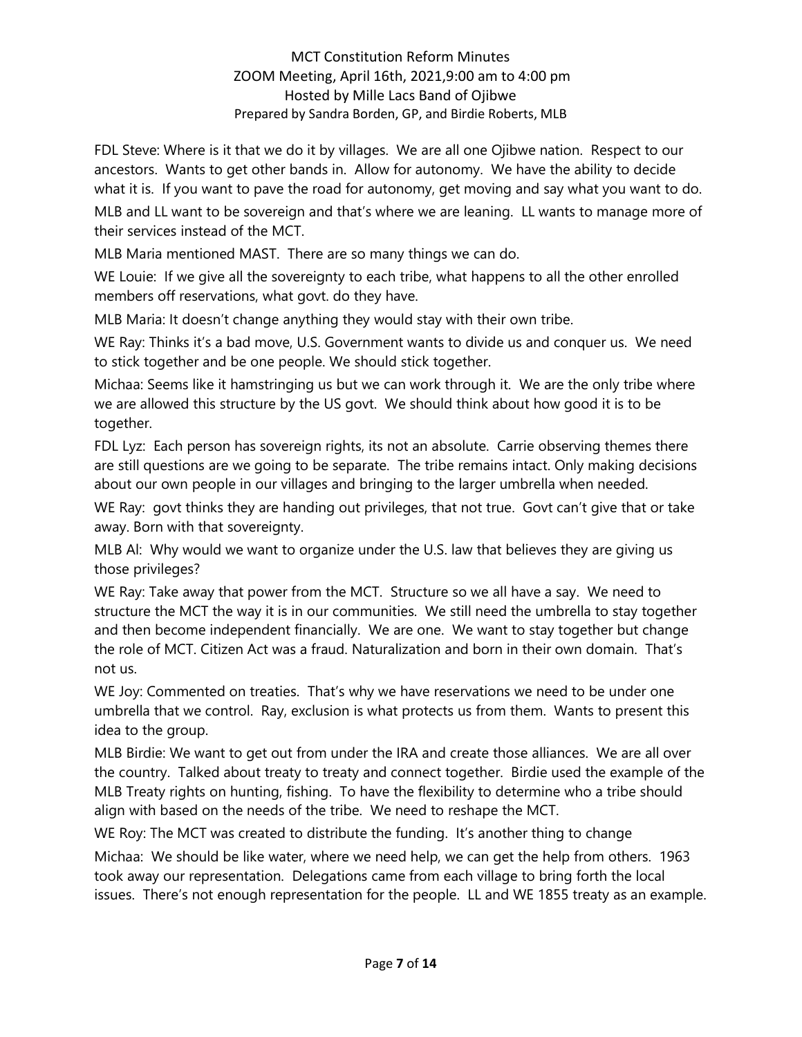FDL Steve: Where is it that we do it by villages. We are all one Ojibwe nation. Respect to our ancestors. Wants to get other bands in. Allow for autonomy. We have the ability to decide what it is. If you want to pave the road for autonomy, get moving and say what you want to do.

MLB and LL want to be sovereign and that's where we are leaning. LL wants to manage more of their services instead of the MCT.

MLB Maria mentioned MAST. There are so many things we can do.

WE Louie: If we give all the sovereignty to each tribe, what happens to all the other enrolled members off reservations, what govt. do they have.

MLB Maria: It doesn't change anything they would stay with their own tribe.

WE Ray: Thinks it's a bad move, U.S. Government wants to divide us and conquer us. We need to stick together and be one people. We should stick together.

Michaa: Seems like it hamstringing us but we can work through it. We are the only tribe where we are allowed this structure by the US govt. We should think about how good it is to be together.

FDL Lyz: Each person has sovereign rights, its not an absolute. Carrie observing themes there are still questions are we going to be separate. The tribe remains intact. Only making decisions about our own people in our villages and bringing to the larger umbrella when needed.

WE Ray: govt thinks they are handing out privileges, that not true. Govt can't give that or take away. Born with that sovereignty.

MLB Al: Why would we want to organize under the U.S. law that believes they are giving us those privileges?

WE Ray: Take away that power from the MCT. Structure so we all have a say. We need to structure the MCT the way it is in our communities. We still need the umbrella to stay together and then become independent financially. We are one. We want to stay together but change the role of MCT. Citizen Act was a fraud. Naturalization and born in their own domain. That's not us.

WE Joy: Commented on treaties. That's why we have reservations we need to be under one umbrella that we control. Ray, exclusion is what protects us from them. Wants to present this idea to the group.

MLB Birdie: We want to get out from under the IRA and create those alliances. We are all over the country. Talked about treaty to treaty and connect together. Birdie used the example of the MLB Treaty rights on hunting, fishing. To have the flexibility to determine who a tribe should align with based on the needs of the tribe. We need to reshape the MCT.

WE Roy: The MCT was created to distribute the funding. It's another thing to change

Michaa: We should be like water, where we need help, we can get the help from others. 1963 took away our representation. Delegations came from each village to bring forth the local issues. There's not enough representation for the people. LL and WE 1855 treaty as an example.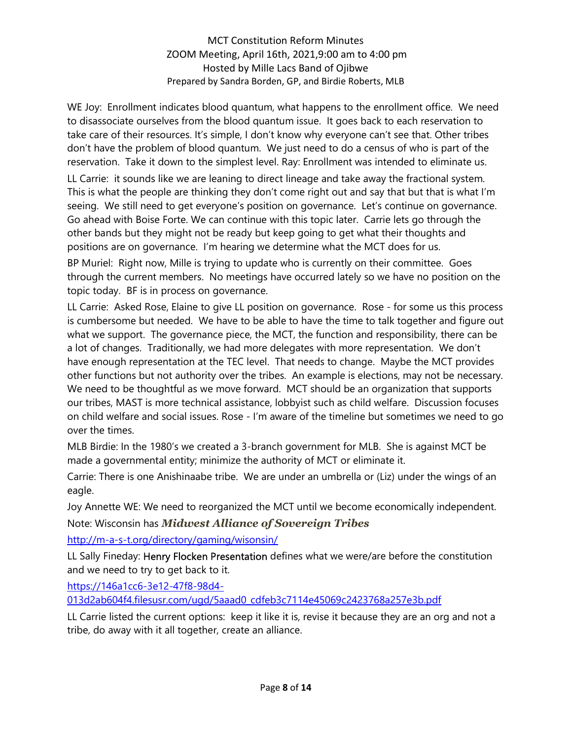WE Joy: Enrollment indicates blood quantum, what happens to the enrollment office. We need to disassociate ourselves from the blood quantum issue. It goes back to each reservation to take care of their resources. It's simple, I don't know why everyone can't see that. Other tribes don't have the problem of blood quantum. We just need to do a census of who is part of the reservation. Take it down to the simplest level. Ray: Enrollment was intended to eliminate us.

LL Carrie: it sounds like we are leaning to direct lineage and take away the fractional system. This is what the people are thinking they don't come right out and say that but that is what I'm seeing. We still need to get everyone's position on governance. Let's continue on governance. Go ahead with Boise Forte. We can continue with this topic later. Carrie lets go through the other bands but they might not be ready but keep going to get what their thoughts and positions are on governance. I'm hearing we determine what the MCT does for us.

BP Muriel: Right now, Mille is trying to update who is currently on their committee. Goes through the current members. No meetings have occurred lately so we have no position on the topic today. BF is in process on governance.

LL Carrie: Asked Rose, Elaine to give LL position on governance. Rose - for some us this process is cumbersome but needed. We have to be able to have the time to talk together and figure out what we support. The governance piece, the MCT, the function and responsibility, there can be a lot of changes. Traditionally, we had more delegates with more representation. We don't have enough representation at the TEC level. That needs to change. Maybe the MCT provides other functions but not authority over the tribes. An example is elections, may not be necessary. We need to be thoughtful as we move forward. MCT should be an organization that supports our tribes, MAST is more technical assistance, lobbyist such as child welfare. Discussion focuses on child welfare and social issues. Rose - I'm aware of the timeline but sometimes we need to go over the times.

MLB Birdie: In the 1980's we created a 3-branch government for MLB. She is against MCT be made a governmental entity; minimize the authority of MCT or eliminate it.

Carrie: There is one Anishinaabe tribe. We are under an umbrella or (Liz) under the wings of an eagle.

Joy Annette WE: We need to reorganized the MCT until we become economically independent.

Note: Wisconsin has ***Midwest Alliance of Sovereign Tribes***

http://m-a-s-t.org/directory/gaming/wisonsin/

LL Sally Fineday: Henry Flocken Presentation defines what we were/are before the constitution and we need to try to get back to it.

https://146a1cc6-3e12-47f8-98d4-013d2ab604f4.filesusr.com/ugd/5aaad0_cdfeb3c7114e45069c2423768a257e3b.pdf

LL Carrie listed the current options: keep it like it is, revise it because they are an org and not a tribe, do away with it all together, create an alliance.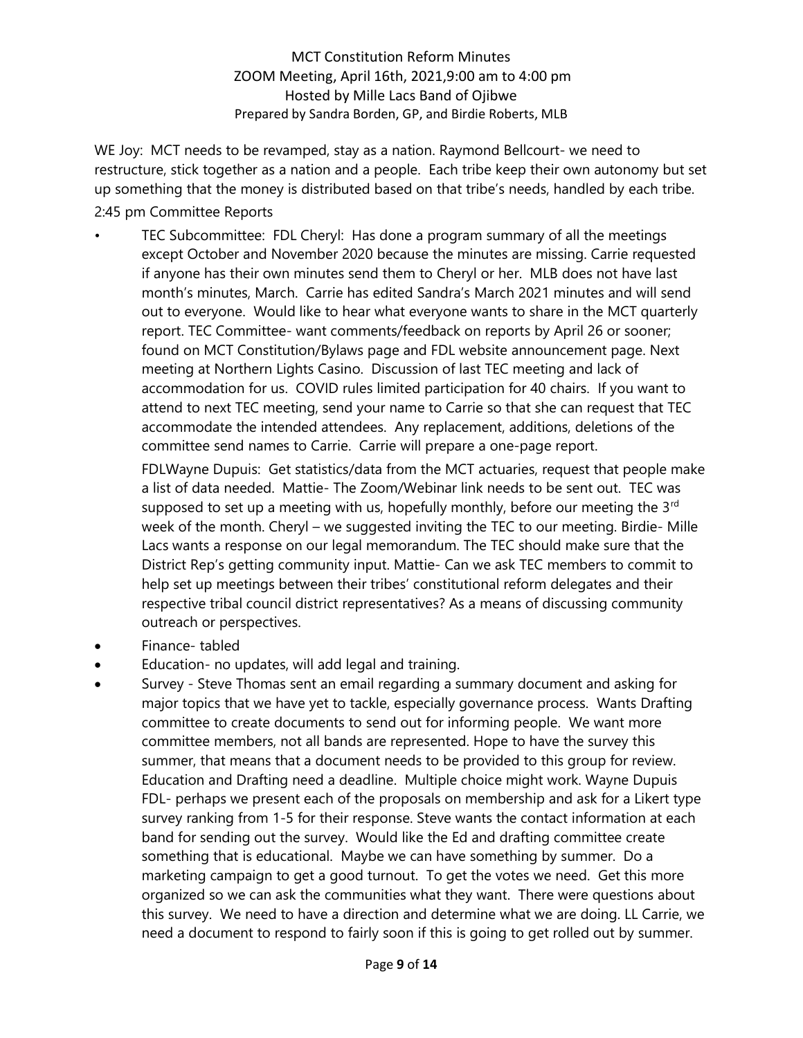MCT Constitution Reform Minutes
ZOOM Meeting, April 16th, 2021,9:00 am to 4:00 pm
Hosted by Mille Lacs Band of Ojibwe
Prepared by Sandra Borden, GP, and Birdie Roberts, MLB

WE Joy: MCT needs to be revamped, stay as a nation. Raymond Bellcourt- we need to restructure, stick together as a nation and a people. Each tribe keep their own autonomy but set up something that the money is distributed based on that tribe's needs, handled by each tribe.

2:45 pm Committee Reports

- TEC Subcommittee: FDL Cheryl: Has done a program summary of all the meetings except October and November 2020 because the minutes are missing. Carrie requested if anyone has their own minutes send them to Cheryl or her. MLB does not have last month's minutes, March. Carrie has edited Sandra's March 2021 minutes and will send out to everyone. Would like to hear what everyone wants to share in the MCT quarterly report. TEC Committee- want comments/feedback on reports by April 26 or sooner; found on MCT Constitution/Bylaws page and FDL website announcement page. Next meeting at Northern Lights Casino. Discussion of last TEC meeting and lack of accommodation for us. COVID rules limited participation for 40 chairs. If you want to attend to next TEC meeting, send your name to Carrie so that she can request that TEC accommodate the intended attendees. Any replacement, additions, deletions of the committee send names to Carrie. Carrie will prepare a one-page report.

  FDLWayne Dupuis: Get statistics/data from the MCT actuaries, request that people make a list of data needed. Mattie- The Zoom/Webinar link needs to be sent out. TEC was supposed to set up a meeting with us, hopefully monthly, before our meeting the 3rd week of the month. Cheryl – we suggested inviting the TEC to our meeting. Birdie- Mille Lacs wants a response on our legal memorandum. The TEC should make sure that the District Rep's getting community input. Mattie- Can we ask TEC members to commit to help set up meetings between their tribes' constitutional reform delegates and their respective tribal council district representatives? As a means of discussing community outreach or perspectives.
- Finance- tabled
- Education- no updates, will add legal and training.
- Survey - Steve Thomas sent an email regarding a summary document and asking for major topics that we have yet to tackle, especially governance process. Wants Drafting committee to create documents to send out for informing people. We want more committee members, not all bands are represented. Hope to have the survey this summer, that means that a document needs to be provided to this group for review. Education and Drafting need a deadline. Multiple choice might work. Wayne Dupuis FDL- perhaps we present each of the proposals on membership and ask for a Likert type survey ranking from 1-5 for their response. Steve wants the contact information at each band for sending out the survey. Would like the Ed and drafting committee create something that is educational. Maybe we can have something by summer. Do a marketing campaign to get a good turnout. To get the votes we need. Get this more organized so we can ask the communities what they want. There were questions about this survey. We need to have a direction and determine what we are doing. LL Carrie, we need a document to respond to fairly soon if this is going to get rolled out by summer.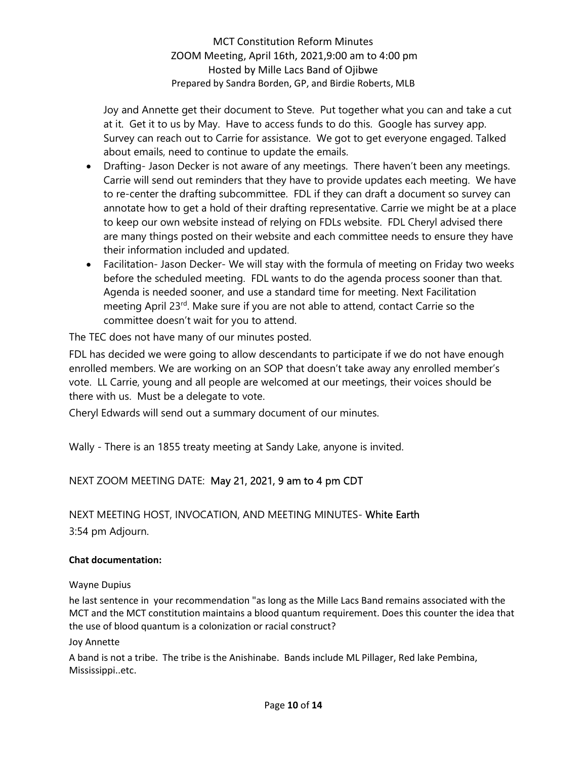Joy and Annette get their document to Steve. Put together what you can and take a cut at it. Get it to us by May. Have to access funds to do this. Google has survey app. Survey can reach out to Carrie for assistance. We got to get everyone engaged. Talked about emails, need to continue to update the emails.

- Drafting- Jason Decker is not aware of any meetings. There haven't been any meetings. Carrie will send out reminders that they have to provide updates each meeting. We have to re-center the drafting subcommittee. FDL if they can draft a document so survey can annotate how to get a hold of their drafting representative. Carrie we might be at a place to keep our own website instead of relying on FDLs website. FDL Cheryl advised there are many things posted on their website and each committee needs to ensure they have their information included and updated.
- Facilitation- Jason Decker- We will stay with the formula of meeting on Friday two weeks before the scheduled meeting. FDL wants to do the agenda process sooner than that. Agenda is needed sooner, and use a standard time for meeting. Next Facilitation meeting April 23rd. Make sure if you are not able to attend, contact Carrie so the committee doesn't wait for you to attend.

The TEC does not have many of our minutes posted.

FDL has decided we were going to allow descendants to participate if we do not have enough enrolled members. We are working on an SOP that doesn't take away any enrolled member's vote. LL Carrie, young and all people are welcomed at our meetings, their voices should be there with us. Must be a delegate to vote.

Cheryl Edwards will send out a summary document of our minutes.

Wally - There is an 1855 treaty meeting at Sandy Lake, anyone is invited.

NEXT ZOOM MEETING DATE: May 21, 2021, 9 am to 4 pm CDT

NEXT MEETING HOST, INVOCATION, AND MEETING MINUTES- White Earth

3:54 pm Adjourn.

**Chat documentation:**

Wayne Dupius

he last sentence in your recommendation "as long as the Mille Lacs Band remains associated with the MCT and the MCT constitution maintains a blood quantum requirement. Does this counter the idea that the use of blood quantum is a colonization or racial construct?

Joy Annette

A band is not a tribe. The tribe is the Anishinabe. Bands include ML Pillager, Red lake Pembina, Mississippi..etc.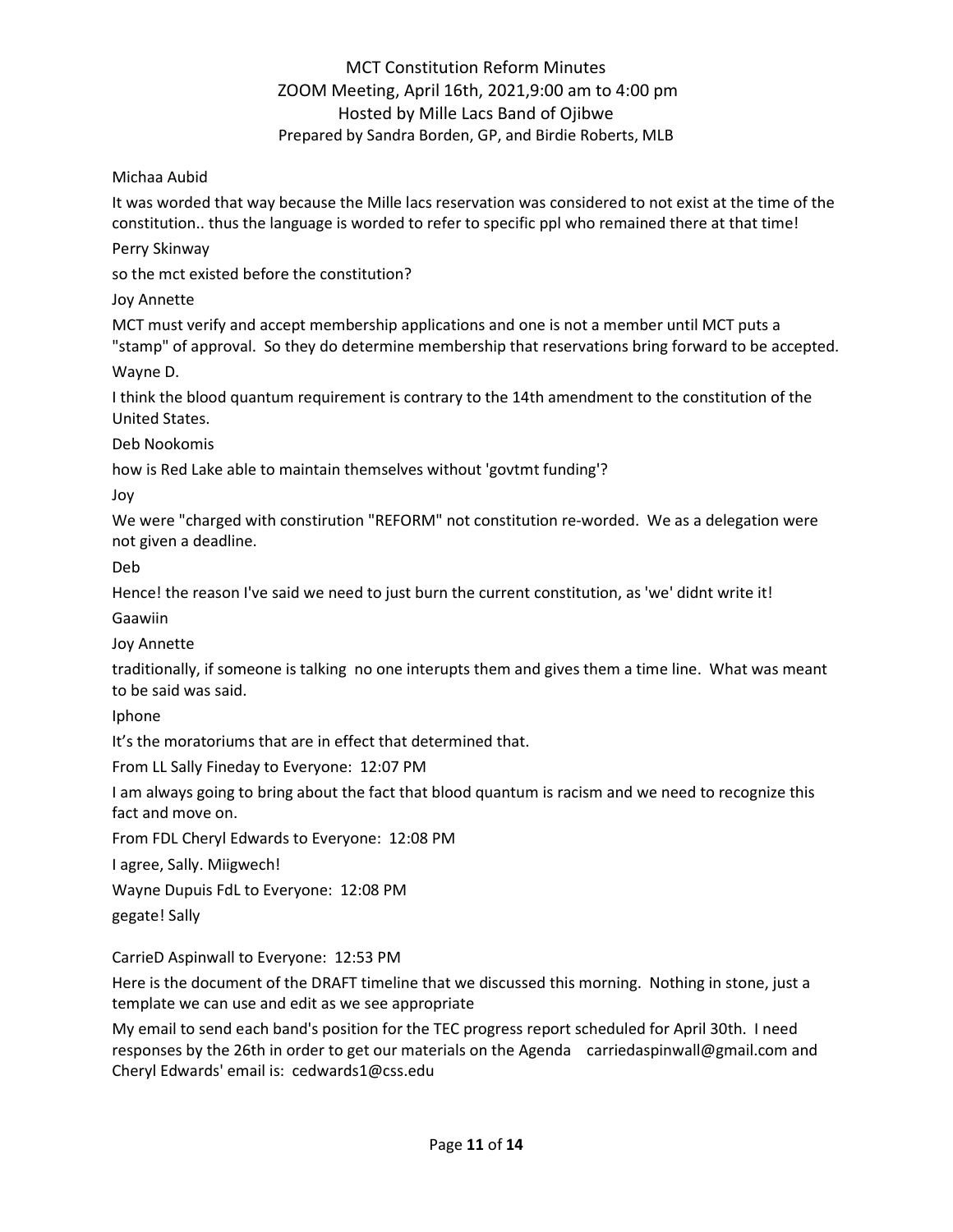MCT Constitution Reform Minutes
ZOOM Meeting, April 16th, 2021,9:00 am to 4:00 pm
Hosted by Mille Lacs Band of Ojibwe
Prepared by Sandra Borden, GP, and Birdie Roberts, MLB

Michaa Aubid

It was worded that way because the Mille lacs reservation was considered to not exist at the time of the constitution.. thus the language is worded to refer to specific ppl who remained there at that time!

Perry Skinway

so the mct existed before the constitution?

Joy Annette

MCT must verify and accept membership applications and one is not a member until MCT puts a "stamp" of approval. So they do determine membership that reservations bring forward to be accepted.

Wayne D.

I think the blood quantum requirement is contrary to the 14th amendment to the constitution of the United States.

Deb Nookomis

how is Red Lake able to maintain themselves without 'govtmt funding'?

Joy

We were "charged with constirution "REFORM" not constitution re-worded. We as a delegation were not given a deadline.

Deb

Hence! the reason I've said we need to just burn the current constitution, as 'we' didnt write it!

Gaawiin

Joy Annette

traditionally, if someone is talking no one interupts them and gives them a time line. What was meant to be said was said.

Iphone

It's the moratoriums that are in effect that determined that.

From LL Sally Fineday to Everyone: 12:07 PM

I am always going to bring about the fact that blood quantum is racism and we need to recognize this fact and move on.

From FDL Cheryl Edwards to Everyone: 12:08 PM

I agree, Sally. Miigwech!

Wayne Dupuis FdL to Everyone: 12:08 PM

gegate! Sally

CarrieD Aspinwall to Everyone: 12:53 PM

Here is the document of the DRAFT timeline that we discussed this morning. Nothing in stone, just a template we can use and edit as we see appropriate

My email to send each band's position for the TEC progress report scheduled for April 30th. I need responses by the 26th in order to get our materials on the Agenda carriedaspinwall@gmail.com and Cheryl Edwards' email is: cedwards1@css.edu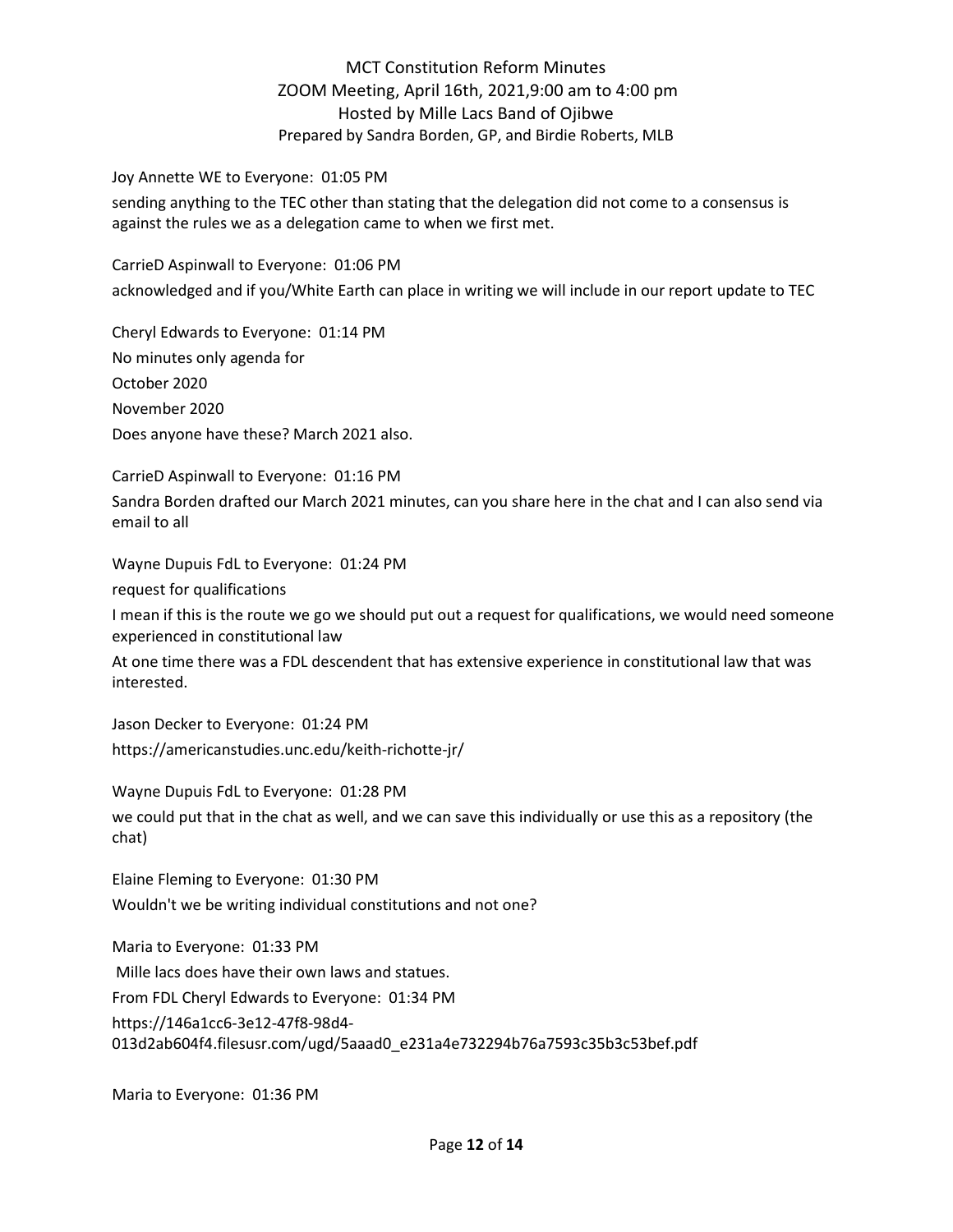Joy Annette WE to Everyone: 01:05 PM

sending anything to the TEC other than stating that the delegation did not come to a consensus is against the rules we as a delegation came to when we first met.

CarrieD Aspinwall to Everyone: 01:06 PM

acknowledged and if you/White Earth can place in writing we will include in our report update to TEC

Cheryl Edwards to Everyone: 01:14 PM

No minutes only agenda for

October 2020

November 2020

Does anyone have these? March 2021 also.

CarrieD Aspinwall to Everyone: 01:16 PM

Sandra Borden drafted our March 2021 minutes, can you share here in the chat and I can also send via email to all

Wayne Dupuis FdL to Everyone: 01:24 PM

request for qualifications

I mean if this is the route we go we should put out a request for qualifications, we would need someone experienced in constitutional law

At one time there was a FDL descendent that has extensive experience in constitutional law that was interested.

Jason Decker to Everyone: 01:24 PM

https://americanstudies.unc.edu/keith-richotte-jr/

Wayne Dupuis FdL to Everyone: 01:28 PM

we could put that in the chat as well, and we can save this individually or use this as a repository (the chat)

Elaine Fleming to Everyone: 01:30 PM

Wouldn't we be writing individual constitutions and not one?

Maria to Everyone: 01:33 PM

Mille lacs does have their own laws and statues.

From FDL Cheryl Edwards to Everyone: 01:34 PM

https://146a1cc6-3e12-47f8-98d4-013d2ab604f4.filesusr.com/ugd/5aaad0_e231a4e732294b76a7593c35b3c53bef.pdf

Maria to Everyone: 01:36 PM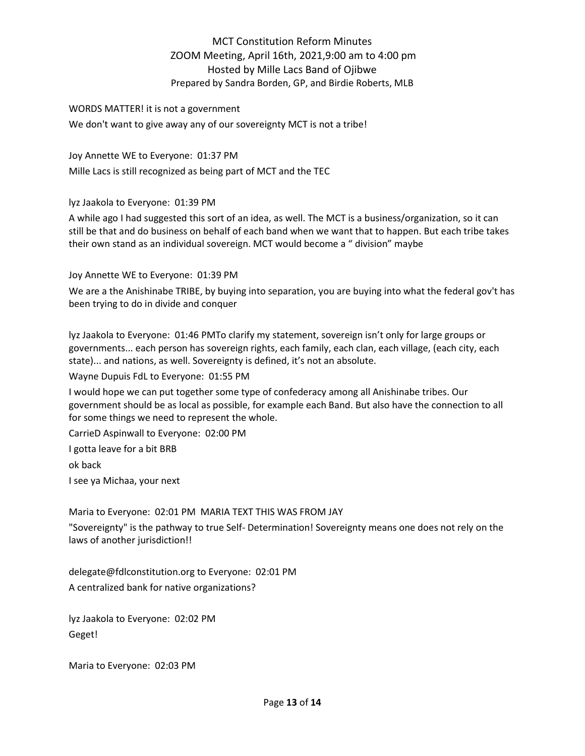WORDS MATTER! it is not a government

We don't want to give away any of our sovereignty MCT is not a tribe!

Joy Annette WE to Everyone: 01:37 PM

Mille Lacs is still recognized as being part of MCT and the TEC

lyz Jaakola to Everyone: 01:39 PM

A while ago I had suggested this sort of an idea, as well. The MCT is a business/organization, so it can still be that and do business on behalf of each band when we want that to happen. But each tribe takes their own stand as an individual sovereign. MCT would become a " division" maybe

Joy Annette WE to Everyone: 01:39 PM

We are a the Anishinabe TRIBE, by buying into separation, you are buying into what the federal gov't has been trying to do in divide and conquer

lyz Jaakola to Everyone: 01:46 PMTo clarify my statement, sovereign isn't only for large groups or governments... each person has sovereign rights, each family, each clan, each village, (each city, each state)... and nations, as well. Sovereignty is defined, it's not an absolute.

Wayne Dupuis FdL to Everyone: 01:55 PM

I would hope we can put together some type of confederacy among all Anishinabe tribes. Our government should be as local as possible, for example each Band. But also have the connection to all for some things we need to represent the whole.

CarrieD Aspinwall to Everyone: 02:00 PM

I gotta leave for a bit BRB

ok back

I see ya Michaa, your next

Maria to Everyone: 02:01 PM MARIA TEXT THIS WAS FROM JAY

"Sovereignty" is the pathway to true Self- Determination! Sovereignty means one does not rely on the laws of another jurisdiction!!

delegate@fdlconstitution.org to Everyone: 02:01 PM

A centralized bank for native organizations?

lyz Jaakola to Everyone: 02:02 PM

Geget!

Maria to Everyone: 02:03 PM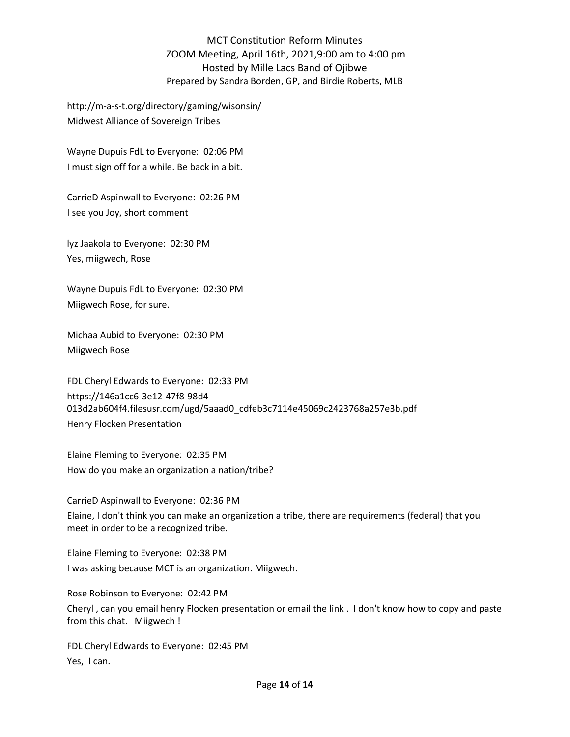http://m-a-s-t.org/directory/gaming/wisonsin/
Midwest Alliance of Sovereign Tribes

Wayne Dupuis FdL to Everyone: 02:06 PM
I must sign off for a while. Be back in a bit.

CarrieD Aspinwall to Everyone: 02:26 PM
I see you Joy, short comment

lyz Jaakola to Everyone: 02:30 PM
Yes, miigwech, Rose

Wayne Dupuis FdL to Everyone: 02:30 PM
Miigwech Rose, for sure.

Michaa Aubid to Everyone: 02:30 PM
Miigwech Rose

FDL Cheryl Edwards to Everyone: 02:33 PM
https://146a1cc6-3e12-47f8-98d4-013d2ab604f4.filesusr.com/ugd/5aaad0_cdfeb3c7114e45069c2423768a257e3b.pdf
Henry Flocken Presentation

Elaine Fleming to Everyone: 02:35 PM
How do you make an organization a nation/tribe?

CarrieD Aspinwall to Everyone: 02:36 PM
Elaine, I don't think you can make an organization a tribe, there are requirements (federal) that you meet in order to be a recognized tribe.

Elaine Fleming to Everyone: 02:38 PM
I was asking because MCT is an organization. Miigwech.

Rose Robinson to Everyone: 02:42 PM
Cheryl , can you email henry Flocken presentation or email the link . I don't know how to copy and paste from this chat. Miigwech !

FDL Cheryl Edwards to Everyone: 02:45 PM
Yes, I can.